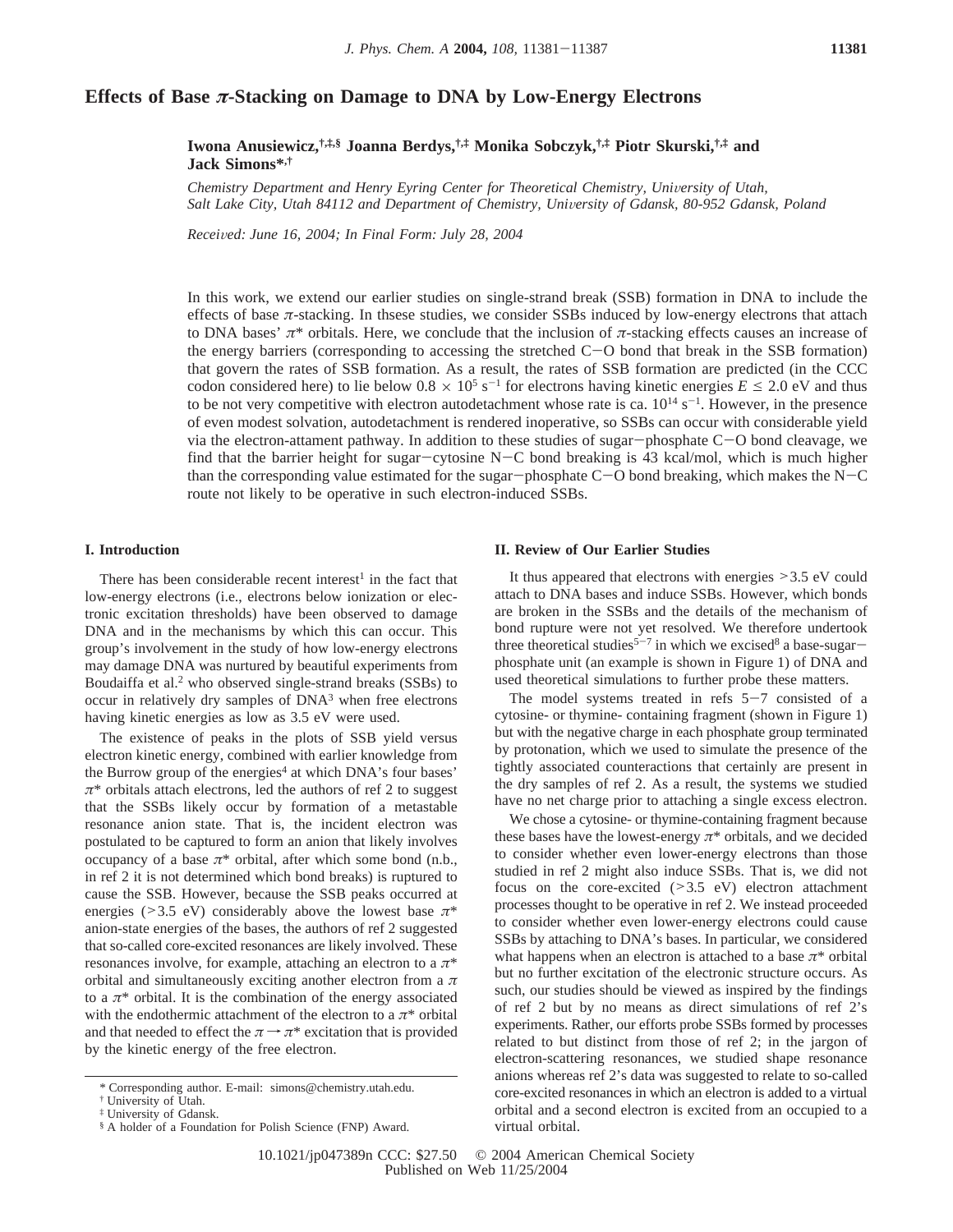# Effects of Base π-Stacking on Damage to DNA by Low-Energy Electrons

**Iwona Anusiewicz,[†,‡,§] Joanna Berdys,[†,‡] Monika Sobczyk,[†,‡] Piotr Skurski,[†,‡] and Jack Simons*,[†]**

*Chemistry Department and Henry Eyring Center for Theoretical Chemistry, University of Utah, Salt Lake City, Utah 84112 and Department of Chemistry, University of Gdansk, 80-952 Gdansk, Poland*

*Received: June 16, 2004; In Final Form: July 28, 2004*

In this work, we extend our earlier studies on single-strand break (SSB) formation in DNA to include the effects of base π-stacking. In thsese studies, we consider SSBs induced by low-energy electrons that attach to DNA bases' π* orbitals. Here, we conclude that the inclusion of π-stacking effects causes an increase of the energy barriers (corresponding to accessing the stretched C−O bond that break in the SSB formation) that govern the rates of SSB formation. As a result, the rates of SSB formation are predicted (in the CCC codon considered here) to lie below $0.8 \times 10^5$ s$^{-1}$ for electrons having kinetic energies $E \leq 2.0$ eV and thus to be not very competitive with electron autodetachment whose rate is ca. $10^{14}$ s$^{-1}$. However, in the presence of even modest solvation, autodetachment is rendered inoperative, so SSBs can occur with considerable yield via the electron-attament pathway. In addition to these studies of sugar−phosphate C−O bond cleavage, we find that the barrier height for sugar−cytosine N−C bond breaking is 43 kcal/mol, which is much higher than the corresponding value estimated for the sugar−phosphate C−O bond breaking, which makes the N−C route not likely to be operative in such electron-induced SSBs.

## I. Introduction

There has been considerable recent interest[1] in the fact that low-energy electrons (i.e., electrons below ionization or electronic excitation thresholds) have been observed to damage DNA and in the mechanisms by which this can occur. This group's involvement in the study of how low-energy electrons may damage DNA was nurtured by beautiful experiments from Boudaiffa et al.[2] who observed single-strand breaks (SSBs) to occur in relatively dry samples of DNA[3] when free electrons having kinetic energies as low as 3.5 eV were used.

The existence of peaks in the plots of SSB yield versus electron kinetic energy, combined with earlier knowledge from the Burrow group of the energies[4] at which DNA's four bases' π* orbitals attach electrons, led the authors of ref 2 to suggest that the SSBs likely occur by formation of a metastable resonance anion state. That is, the incident electron was postulated to be captured to form an anion that likely involves occupancy of a base π* orbital, after which some bond (n.b., in ref 2 it is not determined which bond breaks) is ruptured to cause the SSB. However, because the SSB peaks occurred at energies (>3.5 eV) considerably above the lowest base π* anion-state energies of the bases, the authors of ref 2 suggested that so-called core-excited resonances are likely involved. These resonances involve, for example, attaching an electron to a π* orbital and simultaneously exciting another electron from a π to a π* orbital. It is the combination of the energy associated with the endothermic attachment of the electron to a π* orbital and that needed to effect the π → π* excitation that is provided by the kinetic energy of the free electron.

## II. Review of Our Earlier Studies

It thus appeared that electrons with energies >3.5 eV could attach to DNA bases and induce SSBs. However, which bonds are broken in the SSBs and the details of the mechanism of bond rupture were not yet resolved. We therefore undertook three theoretical studies[5−7] in which we excised[8] a base-sugar−phosphate unit (an example is shown in Figure 1) of DNA and used theoretical simulations to further probe these matters.

The model systems treated in refs 5−7 consisted of a cytosine- or thymine- containing fragment (shown in Figure 1) but with the negative charge in each phosphate group terminated by protonation, which we used to simulate the presence of the tightly associated counteractions that certainly are present in the dry samples of ref 2. As a result, the systems we studied have no net charge prior to attaching a single excess electron.

We chose a cytosine- or thymine-containing fragment because these bases have the lowest-energy π* orbitals, and we decided to consider whether even lower-energy electrons than those studied in ref 2 might also induce SSBs. That is, we did not focus on the core-excited (>3.5 eV) electron attachment processes thought to be operative in ref 2. We instead proceeded to consider whether even lower-energy electrons could cause SSBs by attaching to DNA's bases. In particular, we considered what happens when an electron is attached to a base π* orbital but no further excitation of the electronic structure occurs. As such, our studies should be viewed as inspired by the findings of ref 2 but by no means as direct simulations of ref 2's experiments. Rather, our efforts probe SSBs formed by processes related to but distinct from those of ref 2; in the jargon of electron-scattering resonances, we studied shape resonance anions whereas ref 2's data was suggested to relate to so-called core-excited resonances in which an electron is added to a virtual orbital and a second electron is excited from an occupied to a virtual orbital.

\* Corresponding author. E-mail: simons@chemistry.utah.edu.
† University of Utah.
‡ University of Gdansk.
§ A holder of a Foundation for Polish Science (FNP) Award.

10.1021/jp047389n CCC: $27.50 © 2004 American Chemical Society
Published on Web 11/25/2004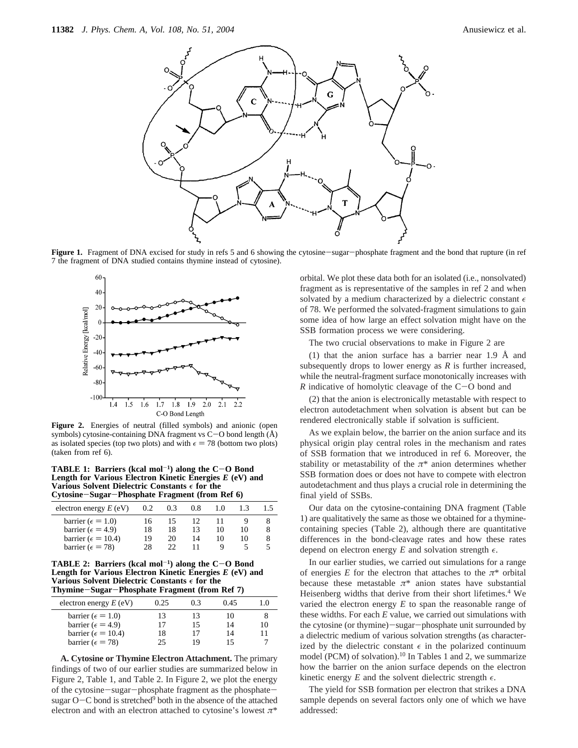**Figure 1.** Fragment of DNA excised for study in refs 5 and 6 showing the cytosine−sugar−phosphate fragment and the bond that rupture (in ref 7 the fragment of DNA studied contains thymine instead of cytosine).

**Figure 2.** Energies of neutral (filled symbols) and anionic (open symbols) cytosine-containing DNA fragment vs C−O bond length (Å) as isolated species (top two plots) and with $\epsilon = 78$ (bottom two plots) (taken from ref 6).

**TABLE 1: Barriers (kcal mol$^{-1}$) along the C−O Bond Length for Various Electron Kinetic Energies $E$ (eV) and Various Solvent Dielectric Constants $\epsilon$ for the Cytosine−Sugar−Phosphate Fragment (from Ref 6)**

| electron energy $E$ (eV) | 0.2 | 0.3 | 0.8 | 1.0 | 1.3 | 1.5 |
|---|---|---|---|---|---|---|
| barrier ($\epsilon = 1.0$) | 16 | 15 | 12 | 11 | 9 | 8 |
| barrier ($\epsilon = 4.9$) | 18 | 18 | 13 | 10 | 10 | 8 |
| barrier ($\epsilon = 10.4$) | 19 | 20 | 14 | 10 | 10 | 8 |
| barrier ($\epsilon = 78$) | 28 | 22 | 11 | 9 | 5 | 5 |

**TABLE 2: Barriers (kcal mol$^{-1}$) along the C−O Bond Length for Various Electron Kinetic Energies $E$ (eV) and Various Solvent Dielectric Constants $\epsilon$ for the Thymine−Sugar−Phosphate Fragment (from Ref 7)**

| electron energy $E$ (eV) | 0.25 | 0.3 | 0.45 | 1.0 |
|---|---|---|---|---|
| barrier ($\epsilon = 1.0$) | 13 | 13 | 10 | 8 |
| barrier ($\epsilon = 4.9$) | 17 | 15 | 14 | 10 |
| barrier ($\epsilon = 10.4$) | 18 | 17 | 14 | 11 |
| barrier ($\epsilon = 78$) | 25 | 19 | 15 | 7 |

**A. Cytosine or Thymine Electron Attachment.** The primary findings of two of our earlier studies are summarized below in Figure 2, Table 1, and Table 2. In Figure 2, we plot the energy of the cytosine−sugar−phosphate fragment as the phosphate−sugar O−C bond is stretched[9] both in the absence of the attached electron and with an electron attached to cytosine's lowest $\pi^*$ orbital. We plot these data both for an isolated (i.e., nonsolvated) fragment as is representative of the samples in ref 2 and when solvated by a medium characterized by a dielectric constant $\epsilon$ of 78. We performed the solvated-fragment simulations to gain some idea of how large an effect solvation might have on the SSB formation process we were considering.

The two crucial observations to make in Figure 2 are

(1) that the anion surface has a barrier near 1.9 Å and subsequently drops to lower energy as $R$ is further increased, while the neutral-fragment surface monotonically increases with $R$ indicative of homolytic cleavage of the C−O bond and

(2) that the anion is electronically metastable with respect to electron autodetachment when solvation is absent but can be rendered electronically stable if solvation is sufficient.

As we explain below, the barrier on the anion surface and its physical origin play central roles in the mechanism and rates of SSB formation that we introduced in ref 6. Moreover, the stability or metastability of the $\pi^*$ anion determines whether SSB formation does or does not have to compete with electron autodetachment and thus plays a crucial role in determining the final yield of SSBs.

Our data on the cytosine-containing DNA fragment (Table 1) are qualitatively the same as those we obtained for a thymine-containing species (Table 2), although there are quantitative differences in the bond-cleavage rates and how these rates depend on electron energy $E$ and solvation strength $\epsilon$.

In our earlier studies, we carried out simulations for a range of energies $E$ for the electron that attaches to the $\pi^*$ orbital because these metastable $\pi^*$ anion states have substantial Heisenberg widths that derive from their short lifetimes.[4] We varied the electron energy $E$ to span the reasonable range of these widths. For each $E$ value, we carried out simulations with the cytosine (or thymine)−sugar−phosphate unit surrounded by a dielectric medium of various solvation strengths (as characterized by the dielectric constant $\epsilon$ in the polarized continuum model (PCM) of solvation).[10] In Tables 1 and 2, we summarize how the barrier on the anion surface depends on the electron kinetic energy $E$ and the solvent dielectric strength $\epsilon$.

The yield for SSB formation per electron that strikes a DNA sample depends on several factors only one of which we have addressed: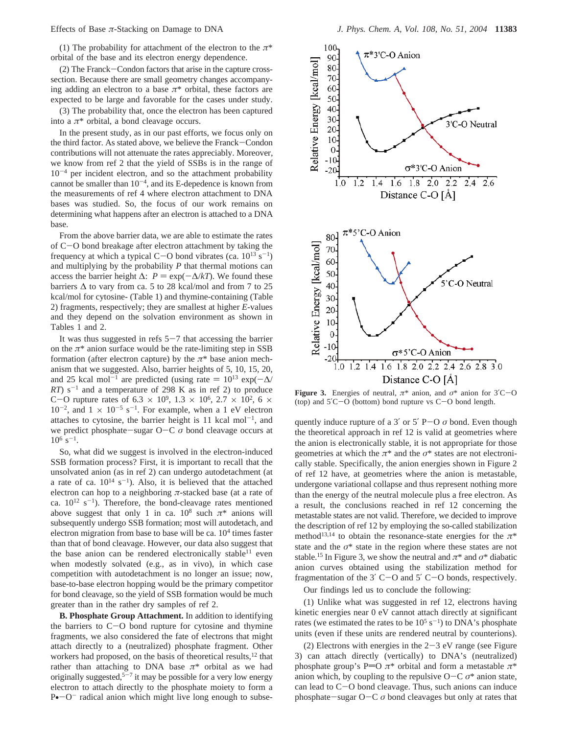(1) The probability for attachment of the electron to the $\pi^*$ orbital of the base and its electron energy dependence.

(2) The Franck–Condon factors that arise in the capture cross-section. Because there are small geometry changes accompanying adding an electron to a base $\pi^*$ orbital, these factors are expected to be large and favorable for the cases under study.

(3) The probability that, once the electron has been captured into a $\pi^*$ orbital, a bond cleavage occurs.

In the present study, as in our past efforts, we focus only on the third factor. As stated above, we believe the Franck–Condon contributions will not attenuate the rates appreciably. Moreover, we know from ref 2 that the yield of SSBs is in the range of $10^{-4}$ per incident electron, and so the attachment probability cannot be smaller than $10^{-4}$, and its E-depedence is known from the measurements of ref 4 where electron attachment to DNA bases was studied. So, the focus of our work remains on determining what happens after an electron is attached to a DNA base.

From the above barrier data, we are able to estimate the rates of C–O bond breakage after electron attachment by taking the frequency at which a typical C–O bond vibrates (ca. $10^{13}$ s$^{-1}$) and multiplying by the probability $P$ that thermal motions can access the barrier height $\Delta$: $P = \exp(-\Delta/kT)$. We found these barriers $\Delta$ to vary from ca. 5 to 28 kcal/mol and from 7 to 25 kcal/mol for cytosine- (Table 1) and thymine-containing (Table 2) fragments, respectively; they are smallest at higher $E$-values and they depend on the solvation environment as shown in Tables 1 and 2.

It was thus suggested in refs 5–7 that accessing the barrier on the $\pi^*$ anion surface would be the rate-limiting step in SSB formation (after electron capture) by the $\pi^*$ base anion mechanism that we suggested. Also, barrier heights of 5, 10, 15, 20, and 25 kcal mol$^{-1}$ are predicted (using rate $= 10^{13} \exp(-\Delta/RT)$ s$^{-1}$ and a temperature of 298 K as in ref 2) to produce C–O rupture rates of $6.3 \times 10^9$, $1.3 \times 10^6$, $2.7 \times 10^2$, $6 \times 10^{-2}$, and $1 \times 10^{-5}$ s$^{-1}$. For example, when a 1 eV electron attaches to cytosine, the barrier height is 11 kcal mol$^{-1}$, and we predict phosphate–sugar O–C $\sigma$ bond cleavage occurs at $10^6$ s$^{-1}$.

So, what did we suggest is involved in the electron-induced SSB formation process? First, it is important to recall that the unsolvated anion (as in ref 2) can undergo autodetachment (at a rate of ca. $10^{14}$ s$^{-1}$). Also, it is believed that the attached electron can hop to a neighboring $\pi$-stacked base (at a rate of ca. $10^{12}$ s$^{-1}$). Therefore, the bond-cleavage rates mentioned above suggest that only 1 in ca. $10^8$ such $\pi^*$ anions will subsequently undergo SSB formation; most will autodetach, and electron migration from base to base will be ca. $10^4$ times faster than that of bond cleavage. However, our data also suggest that the base anion can be rendered electronically stable[11] even when modestly solvated (e.g., as in vivo), in which case competition with autodetachment is no longer an issue; now, base-to-base electron hopping would be the primary competitor for bond cleavage, so the yield of SSB formation would be much greater than in the rather dry samples of ref 2.

**B. Phosphate Group Attachment.** In addition to identifying the barriers to C–O bond rupture for cytosine and thymine fragments, we also considered the fate of electrons that might attach directly to a (neutralized) phosphate fragment. Other workers had proposed, on the basis of theoretical results,[12] that rather than attaching to DNA base $\pi^*$ orbital as we had originally suggested,[5–7] it may be possible for a very low energy electron to attach directly to the phosphate moiety to form a P•–O$^-$ radical anion which might live long enough to subsequently induce rupture of a 3′ or 5′ P–O $\sigma$ bond. Even though the theoretical approach in ref 12 is valid at geometries where the anion is electronically stable, it is not appropriate for those geometries at which the $\pi^*$ and the $\sigma^*$ states are not electronically stable. Specifically, the anion energies shown in Figure 2 of ref 12 have, at geometries where the anion is metastable, undergone variational collapse and thus represent nothing more than the energy of the neutral molecule plus a free electron. As a result, the conclusions reached in ref 12 concerning the metastable states are not valid. Therefore, we decided to improve the description of ref 12 by employing the so-called stabilization method[13,14] to obtain the resonance-state energies for the $\pi^*$ state and the $\sigma^*$ state in the region where these states are not stable.[15] In Figure 3, we show the neutral and $\pi^*$ and $\sigma^*$ diabatic anion curves obtained using the stabilization method for fragmentation of the 3′ C–O and 5′ C–O bonds, respectively.

**Figure 3.** Energies of neutral, $\pi^*$ anion, and $\sigma^*$ anion for 3′C–O (top) and 5′C–O (bottom) bond rupture vs C–O bond length.

Our findings led us to conclude the following:

(1) Unlike what was suggested in ref 12, electrons having kinetic energies near 0 eV cannot attach directly at significant rates (we estimated the rates to be $10^5$ s$^{-1}$) to DNA's phosphate units (even if these units are rendered neutral by counterions).

(2) Electrons with energies in the 2–3 eV range (see Figure 3) can attach directly (vertically) to DNA's (neutralized) phosphate group's P=O $\pi^*$ orbital and form a metastable $\pi^*$ anion which, by coupling to the repulsive O–C $\sigma^*$ anion state, can lead to C–O bond cleavage. Thus, such anions can induce phosphate–sugar O–C $\sigma$ bond cleavages but only at rates that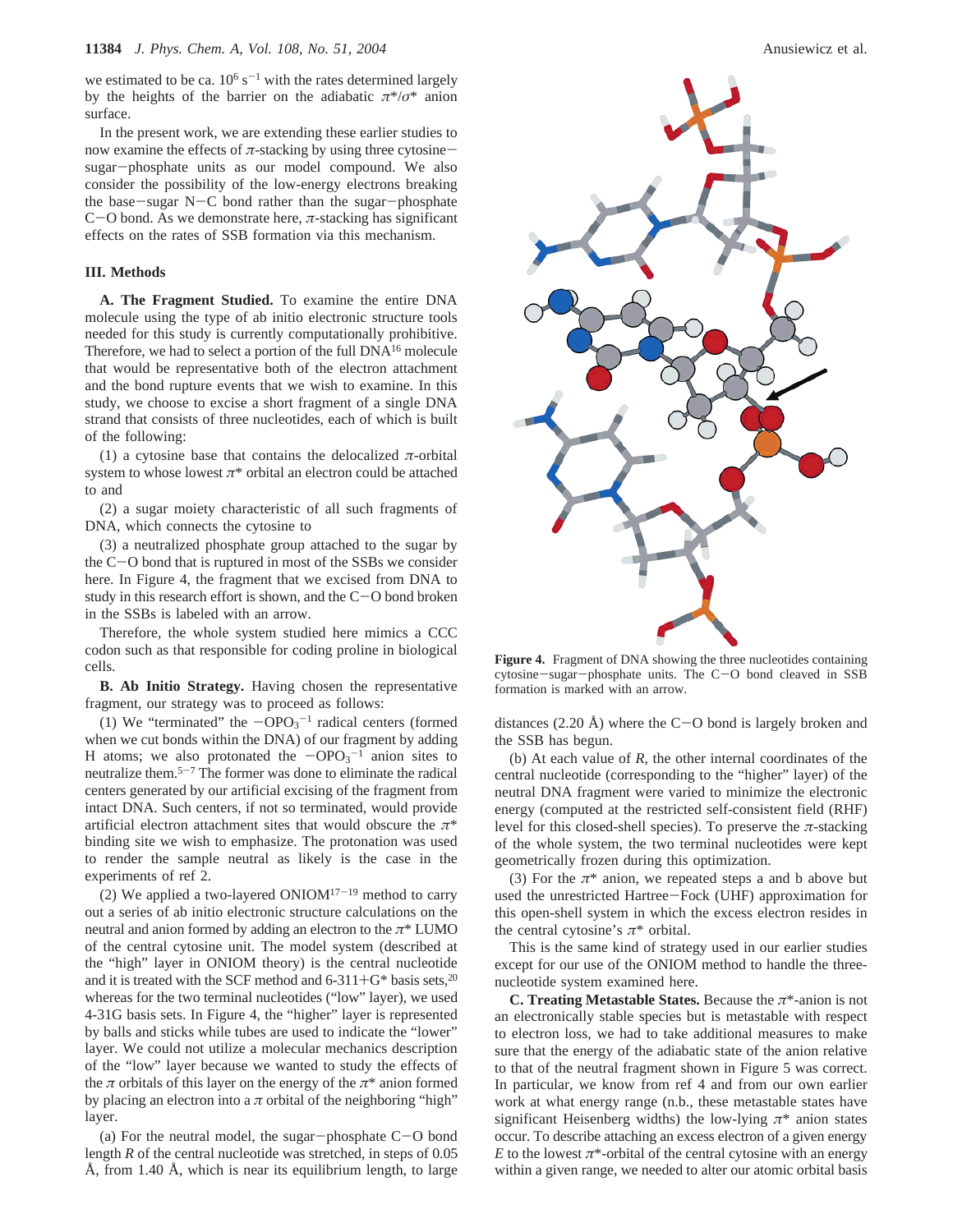we estimated to be ca. $10^6$ s$^{-1}$ with the rates determined largely by the heights of the barrier on the adiabatic $\pi^*/\sigma^*$ anion surface.

In the present work, we are extending these earlier studies to now examine the effects of $\pi$-stacking by using three cytosine–sugar–phosphate units as our model compound. We also consider the possibility of the low-energy electrons breaking the base–sugar N–C bond rather than the sugar–phosphate C–O bond. As we demonstrate here, $\pi$-stacking has significant effects on the rates of SSB formation via this mechanism.

## III. Methods

**A. The Fragment Studied.** To examine the entire DNA molecule using the type of ab initio electronic structure tools needed for this study is currently computationally prohibitive. Therefore, we had to select a portion of the full DNA[16] molecule that would be representative both of the electron attachment and the bond rupture events that we wish to examine. In this study, we choose to excise a short fragment of a single DNA strand that consists of three nucleotides, each of which is built of the following:

(1) a cytosine base that contains the delocalized $\pi$-orbital system to whose lowest $\pi^*$ orbital an electron could be attached to and

(2) a sugar moiety characteristic of all such fragments of DNA, which connects the cytosine to

(3) a neutralized phosphate group attached to the sugar by the C–O bond that is ruptured in most of the SSBs we consider here. In Figure 4, the fragment that we excised from DNA to study in this research effort is shown, and the C–O bond broken in the SSBs is labeled with an arrow.

Therefore, the whole system studied here mimics a CCC codon such as that responsible for coding proline in biological cells.

**B. Ab Initio Strategy.** Having chosen the representative fragment, our strategy was to proceed as follows:

(1) We "terminated" the $-OPO_3^{-1}$ radical centers (formed when we cut bonds within the DNA) of our fragment by adding H atoms; we also protonated the $-OPO_3^{-1}$ anion sites to neutralize them.[5-7] The former was done to eliminate the radical centers generated by our artificial excising of the fragment from intact DNA. Such centers, if not so terminated, would provide artificial electron attachment sites that would obscure the $\pi^*$ binding site we wish to emphasize. The protonation was used to render the sample neutral as likely is the case in the experiments of ref 2.

(2) We applied a two-layered ONIOM[17-19] method to carry out a series of ab initio electronic structure calculations on the neutral and anion formed by adding an electron to the $\pi^*$ LUMO of the central cytosine unit. The model system (described at the "high" layer in ONIOM theory) is the central nucleotide and it is treated with the SCF method and 6-311+G* basis sets,[20] whereas for the two terminal nucleotides ("low" layer), we used 4-31G basis sets. In Figure 4, the "higher" layer is represented by balls and sticks while tubes are used to indicate the "lower" layer. We could not utilize a molecular mechanics description of the "low" layer because we wanted to study the effects of the $\pi$ orbitals of this layer on the energy of the $\pi^*$ anion formed by placing an electron into a $\pi$ orbital of the neighboring "high" layer.

(a) For the neutral model, the sugar–phosphate C–O bond length $R$ of the central nucleotide was stretched, in steps of 0.05 Å, from 1.40 Å, which is near its equilibrium length, to large distances (2.20 Å) where the C–O bond is largely broken and the SSB has begun.

(b) At each value of $R$, the other internal coordinates of the central nucleotide (corresponding to the "higher" layer) of the neutral DNA fragment were varied to minimize the electronic energy (computed at the restricted self-consistent field (RHF) level for this closed-shell species). To preserve the $\pi$-stacking of the whole system, the two terminal nucleotides were kept geometrically frozen during this optimization.

(3) For the $\pi^*$ anion, we repeated steps a and b above but used the unrestricted Hartree–Fock (UHF) approximation for this open-shell system in which the excess electron resides in the central cytosine's $\pi^*$ orbital.

This is the same kind of strategy used in our earlier studies except for our use of the ONIOM method to handle the three-nucleotide system examined here.

**Figure 4.** Fragment of DNA showing the three nucleotides containing cytosine–sugar–phosphate units. The C–O bond cleaved in SSB formation is marked with an arrow.

**C. Treating Metastable States.** Because the $\pi^*$-anion is not an electronically stable species but is metastable with respect to electron loss, we had to take additional measures to make sure that the energy of the adiabatic state of the anion relative to that of the neutral fragment shown in Figure 5 was correct. In particular, we know from ref 4 and from our own earlier work at what energy range (n.b., these metastable states have significant Heisenberg widths) the low-lying $\pi^*$ anion states occur. To describe attaching an excess electron of a given energy $E$ to the lowest $\pi^*$-orbital of the central cytosine with an energy within a given range, we needed to alter our atomic orbital basis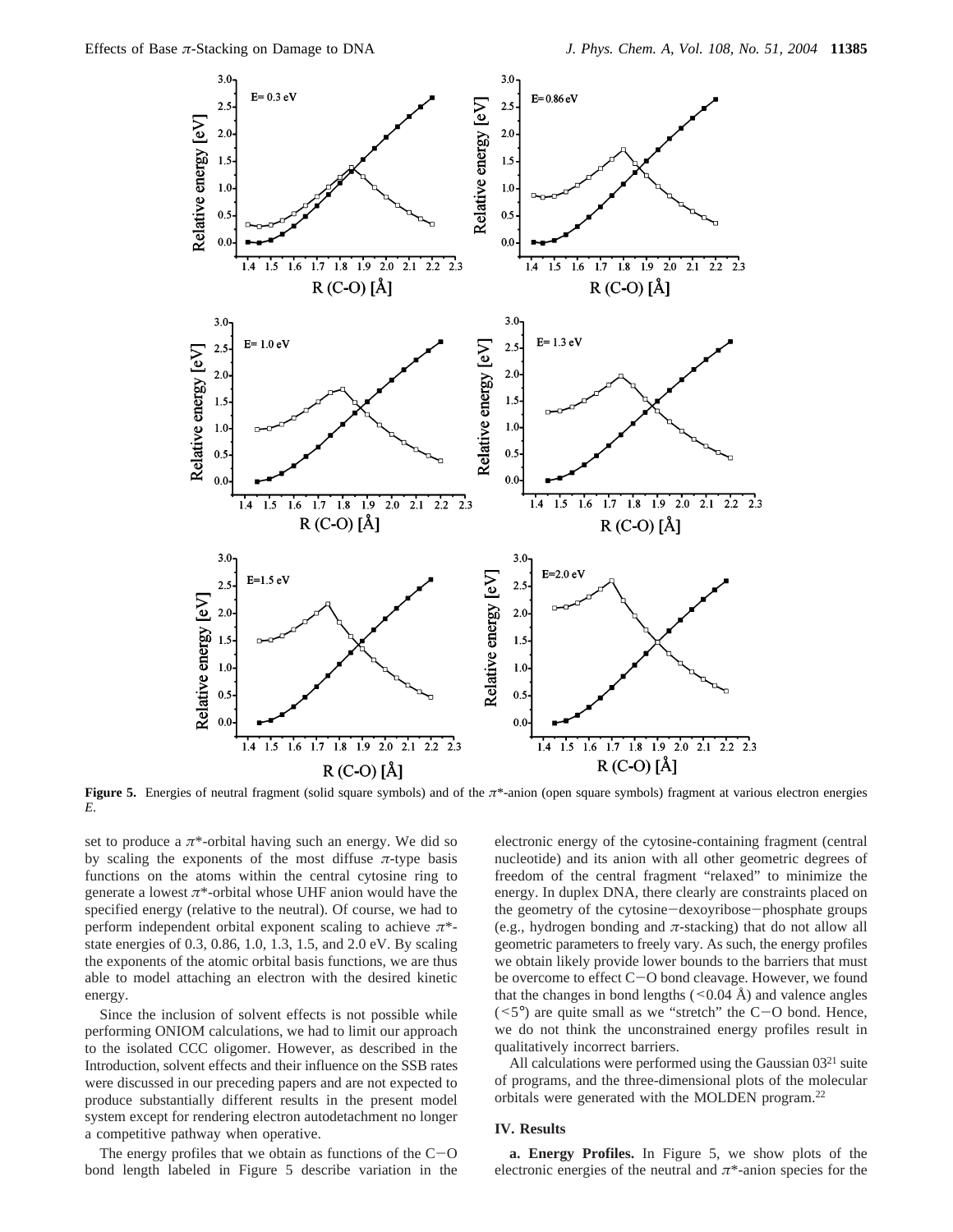**Figure 5.** Energies of neutral fragment (solid square symbols) and of the $\pi^*$-anion (open square symbols) fragment at various electron energies $E$.

set to produce a $\pi^*$-orbital having such an energy. We did so by scaling the exponents of the most diffuse $\pi$-type basis functions on the atoms within the central cytosine ring to generate a lowest $\pi^*$-orbital whose UHF anion would have the specified energy (relative to the neutral). Of course, we had to perform independent orbital exponent scaling to achieve $\pi^*$-state energies of 0.3, 0.86, 1.0, 1.3, 1.5, and 2.0 eV. By scaling the exponents of the atomic orbital basis functions, we are thus able to model attaching an electron with the desired kinetic energy.

Since the inclusion of solvent effects is not possible while performing ONIOM calculations, we had to limit our approach to the isolated CCC oligomer. However, as described in the Introduction, solvent effects and their influence on the SSB rates were discussed in our preceding papers and are not expected to produce substantially different results in the present model system except for rendering electron autodetachment no longer a competitive pathway when operative.

The energy profiles that we obtain as functions of the C−O bond length labeled in Figure 5 describe variation in the electronic energy of the cytosine-containing fragment (central nucleotide) and its anion with all other geometric degrees of freedom of the central fragment "relaxed" to minimize the energy. In duplex DNA, there clearly are constraints placed on the geometry of the cytosine−dexoyribose−phosphate groups (e.g., hydrogen bonding and $\pi$-stacking) that do not allow all geometric parameters to freely vary. As such, the energy profiles we obtain likely provide lower bounds to the barriers that must be overcome to effect C−O bond cleavage. However, we found that the changes in bond lengths (<0.04 Å) and valence angles (<5°) are quite small as we "stretch" the C−O bond. Hence, we do not think the unconstrained energy profiles result in qualitatively incorrect barriers.

All calculations were performed using the Gaussian 03[21] suite of programs, and the three-dimensional plots of the molecular orbitals were generated with the MOLDEN program.[22]

## IV. Results

**a. Energy Profiles.** In Figure 5, we show plots of the electronic energies of the neutral and $\pi^*$-anion species for the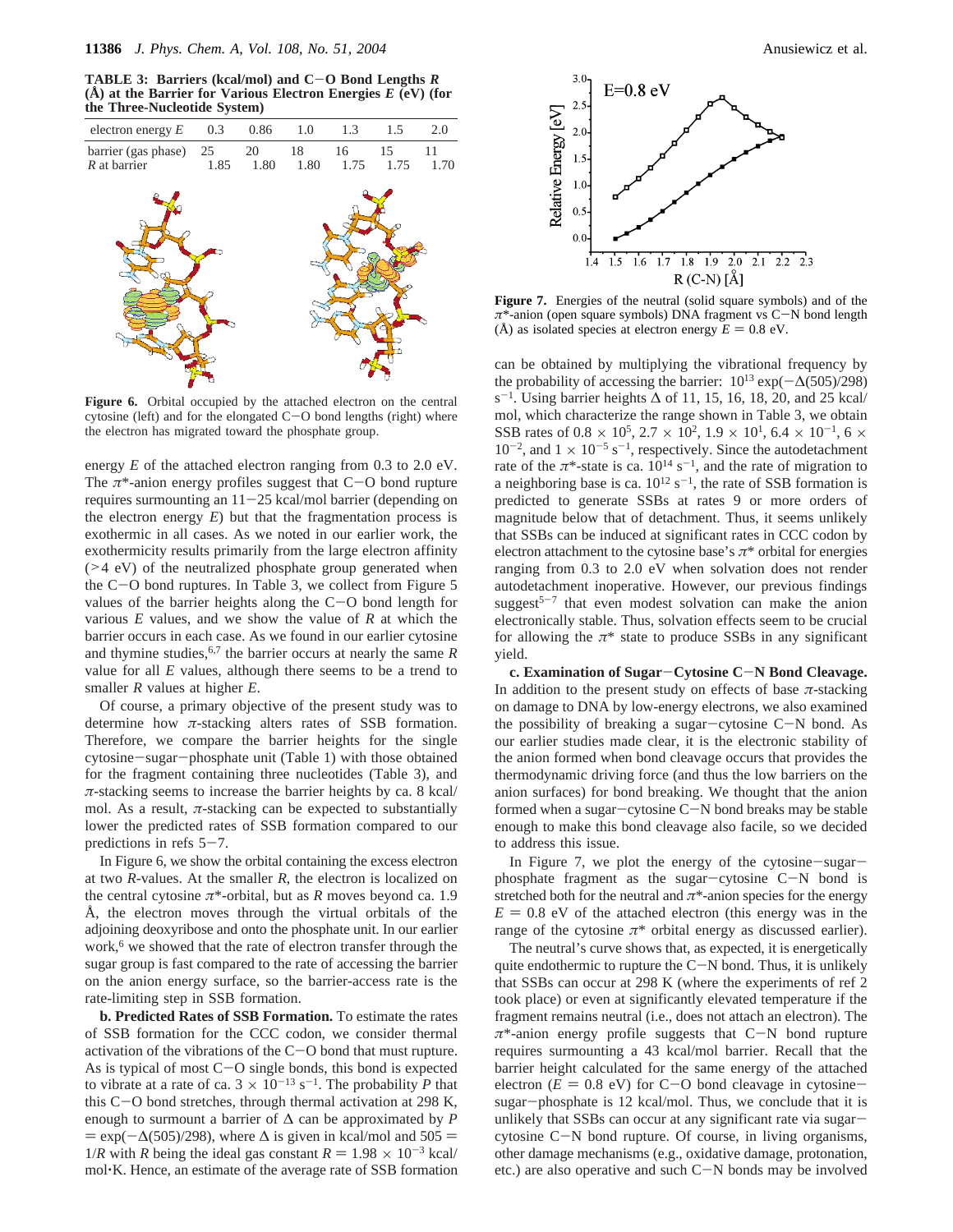**TABLE 3: Barriers (kcal/mol) and C−O Bond Lengths $R$ (Å) at the Barrier for Various Electron Energies $E$ (eV) (for the Three-Nucleotide System)**

| electron energy $E$ | 0.3 | 0.86 | 1.0 | 1.3 | 1.5 | 2.0 |
|---|---|---|---|---|---|---|
| barrier (gas phase) | 25 | 20 | 18 | 16 | 15 | 11 |
| $R$ at barrier | 1.85 | 1.80 | 1.80 | 1.75 | 1.75 | 1.70 |

**Figure 6.** Orbital occupied by the attached electron on the central cytosine (left) and for the elongated C−O bond lengths (right) where the electron has migrated toward the phosphate group.

energy $E$ of the attached electron ranging from 0.3 to 2.0 eV. The $\pi^*$-anion energy profiles suggest that C−O bond rupture requires surmounting an 11−25 kcal/mol barrier (depending on the electron energy $E$) but that the fragmentation process is exothermic in all cases. As we noted in our earlier work, the exothermicity results primarily from the large electron affinity (>4 eV) of the neutralized phosphate group generated when the C−O bond ruptures. In Table 3, we collect from Figure 5 values of the barrier heights along the C−O bond length for various $E$ values, and we show the value of $R$ at which the barrier occurs in each case. As we found in our earlier cytosine and thymine studies,[6,7] the barrier occurs at nearly the same $R$ value for all $E$ values, although there seems to be a trend to smaller $R$ values at higher $E$.

Of course, a primary objective of the present study was to determine how $\pi$-stacking alters rates of SSB formation. Therefore, we compare the barrier heights for the single cytosine−sugar−phosphate unit (Table 1) with those obtained for the fragment containing three nucleotides (Table 3), and $\pi$-stacking seems to increase the barrier heights by ca. 8 kcal/mol. As a result, $\pi$-stacking can be expected to substantially lower the predicted rates of SSB formation compared to our predictions in refs 5−7.

In Figure 6, we show the orbital containing the excess electron at two $R$-values. At the smaller $R$, the electron is localized on the central cytosine $\pi^*$-orbital, but as $R$ moves beyond ca. 1.9 Å, the electron moves through the virtual orbitals of the adjoining deoxyribose and onto the phosphate unit. In our earlier work,[6] we showed that the rate of electron transfer through the sugar group is fast compared to the rate of accessing the barrier on the anion energy surface, so the barrier-access rate is the rate-limiting step in SSB formation.

**b. Predicted Rates of SSB Formation.** To estimate the rates of SSB formation for the CCC codon, we consider thermal activation of the vibrations of the C−O bond that must rupture. As is typical of most C−O single bonds, this bond is expected to vibrate at a rate of ca. $3 \times 10^{-13}$ s$^{-1}$. The probability $P$ that this C−O bond stretches, through thermal activation at 298 K, enough to surmount a barrier of $\Delta$ can be approximated by $P = \exp(-\Delta(505)/298)$, where $\Delta$ is given in kcal/mol and $505 = 1/R$ with $R$ being the ideal gas constant $R = 1.98 \times 10^{-3}$ kcal/mol·K. Hence, an estimate of the average rate of SSB formation can be obtained by multiplying the vibrational frequency by the probability of accessing the barrier: $10^{13} \exp(-\Delta(505)/298)$ s$^{-1}$. Using barrier heights $\Delta$ of 11, 15, 16, 18, 20, and 25 kcal/mol, which characterize the range shown in Table 3, we obtain SSB rates of $0.8 \times 10^5$, $2.7 \times 10^2$, $1.9 \times 10^1$, $6.4 \times 10^{-1}$, $6 \times 10^{-2}$, and $1 \times 10^{-5}$ s$^{-1}$, respectively. Since the autodetachment rate of the $\pi^*$-state is ca. $10^{14}$ s$^{-1}$, and the rate of migration to a neighboring base is ca. $10^{12}$ s$^{-1}$, the rate of SSB formation is predicted to generate SSBs at rates 9 or more orders of magnitude below that of detachment. Thus, it seems unlikely that SSBs can be induced at significant rates in CCC codon by electron attachment to the cytosine base's $\pi^*$ orbital for energies ranging from 0.3 to 2.0 eV when solvation does not render autodetachment inoperative. However, our previous findings suggest[5−7] that even modest solvation can make the anion electronically stable. Thus, solvation effects seem to be crucial for allowing the $\pi^*$ state to produce SSBs in any significant yield.

**c. Examination of Sugar−Cytosine C−N Bond Cleavage.** In addition to the present study on effects of base $\pi$-stacking on damage to DNA by low-energy electrons, we also examined the possibility of breaking a sugar−cytosine C−N bond. As our earlier studies made clear, it is the electronic stability of the anion formed when bond cleavage occurs that provides the thermodynamic driving force (and thus the low barriers on the anion surfaces) for bond breaking. We thought that the anion formed when a sugar−cytosine C−N bond breaks may be stable enough to make this bond cleavage also facile, so we decided to address this issue.

**Figure 7.** Energies of the neutral (solid square symbols) and of the $\pi^*$-anion (open square symbols) DNA fragment vs C−N bond length (Å) as isolated species at electron energy $E = 0.8$ eV.

In Figure 7, we plot the energy of the cytosine−sugar−phosphate fragment as the sugar−cytosine C−N bond is stretched both for the neutral and $\pi^*$-anion species for the energy $E = 0.8$ eV of the attached electron (this energy was in the range of the cytosine $\pi^*$ orbital energy as discussed earlier).

The neutral's curve shows that, as expected, it is energetically quite endothermic to rupture the C−N bond. Thus, it is unlikely that SSBs can occur at 298 K (where the experiments of ref 2 took place) or even at significantly elevated temperature if the fragment remains neutral (i.e., does not attach an electron). The $\pi^*$-anion energy profile suggests that C−N bond rupture requires surmounting a 43 kcal/mol barrier. Recall that the barrier height calculated for the same energy of the attached electron ($E = 0.8$ eV) for C−O bond cleavage in cytosine−sugar−phosphate is 12 kcal/mol. Thus, we conclude that it is unlikely that SSBs can occur at any significant rate via sugar−cytosine C−N bond rupture. Of course, in living organisms, other damage mechanisms (e.g., oxidative damage, protonation, etc.) are also operative and such C−N bonds may be involved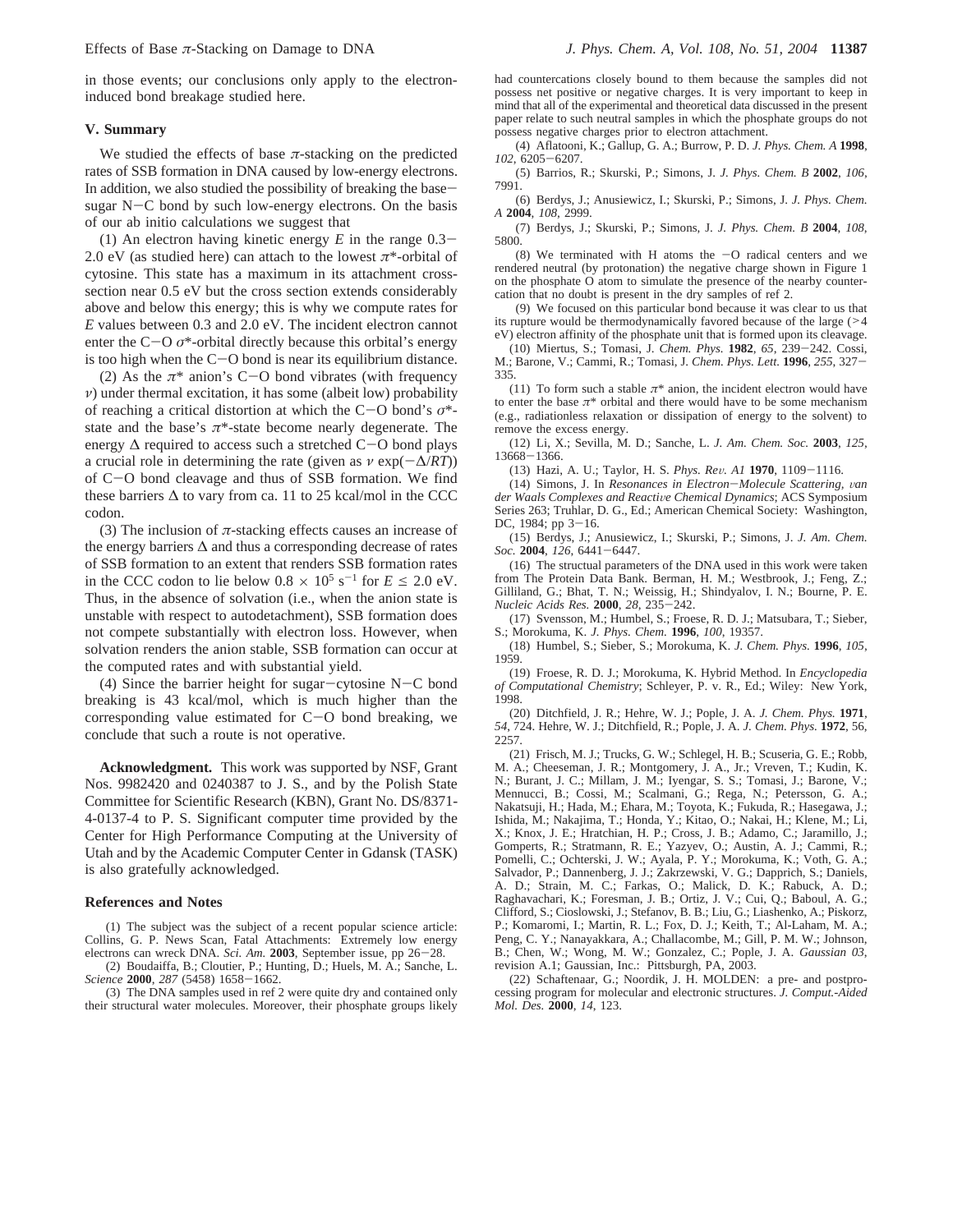in those events; our conclusions only apply to the electron-induced bond breakage studied here.

## V. Summary

We studied the effects of base $\pi$-stacking on the predicted rates of SSB formation in DNA caused by low-energy electrons. In addition, we also studied the possibility of breaking the base–sugar N–C bond by such low-energy electrons. On the basis of our ab initio calculations we suggest that

(1) An electron having kinetic energy $E$ in the range 0.3–2.0 eV (as studied here) can attach to the lowest $\pi^*$-orbital of cytosine. This state has a maximum in its attachment cross-section near 0.5 eV but the cross section extends considerably above and below this energy; this is why we compute rates for $E$ values between 0.3 and 2.0 eV. The incident electron cannot enter the C–O $\sigma^*$-orbital directly because this orbital's energy is too high when the C–O bond is near its equilibrium distance.

(2) As the $\pi^*$ anion's C–O bond vibrates (with frequency $\nu$) under thermal excitation, it has some (albeit low) probability of reaching a critical distortion at which the C–O bond's $\sigma^*$-state and the base's $\pi^*$-state become nearly degenerate. The energy $\Delta$ required to access such a stretched C–O bond plays a crucial role in determining the rate (given as $\nu \exp(-\Delta/RT)$) of C–O bond cleavage and thus of SSB formation. We find these barriers $\Delta$ to vary from ca. 11 to 25 kcal/mol in the CCC codon.

(3) The inclusion of $\pi$-stacking effects causes an increase of the energy barriers $\Delta$ and thus a corresponding decrease of rates of SSB formation to an extent that renders SSB formation rates in the CCC codon to lie below $0.8 \times 10^5$ s$^{-1}$ for $E \leq 2.0$ eV. Thus, in the absence of solvation (i.e., when the anion state is unstable with respect to autodetachment), SSB formation does not compete substantially with electron loss. However, when solvation renders the anion stable, SSB formation can occur at the computed rates and with substantial yield.

(4) Since the barrier height for sugar–cytosine N–C bond breaking is 43 kcal/mol, which is much higher than the corresponding value estimated for C–O bond breaking, we conclude that such a route is not operative.

**Acknowledgment.** This work was supported by NSF, Grant Nos. 9982420 and 0240387 to J. S., and by the Polish State Committee for Scientific Research (KBN), Grant No. DS/8371-4-0137-4 to P. S. Significant computer time provided by the Center for High Performance Computing at the University of Utah and by the Academic Computer Center in Gdansk (TASK) is also gratefully acknowledged.

## References and Notes

(1) The subject was the subject of a recent popular science article: Collins, G. P. News Scan, Fatal Attachments: Extremely low energy electrons can wreck DNA. *Sci. Am.* **2003**, September issue, pp 26–28.

(2) Boudaiffa, B.; Cloutier, P.; Hunting, D.; Huels, M. A.; Sanche, L. *Science* **2000**, *287* (5458) 1658–1662.

(3) The DNA samples used in ref 2 were quite dry and contained only their structural water molecules. Moreover, their phosphate groups likely had countercations closely bound to them because the samples did not possess net positive or negative charges. It is very important to keep in mind that all of the experimental and theoretical data discussed in the present paper relate to such neutral samples in which the phosphate groups do not possess negative charges prior to electron attachment.

(4) Aflatooni, K.; Gallup, G. A.; Burrow, P. D. *J. Phys. Chem. A* **1998**, *102*, 6205–6207.

(5) Barrios, R.; Skurski, P.; Simons, J. *J. Phys. Chem. B* **2002**, *106*, 7991.

(6) Berdys, J.; Anusiewicz, I.; Skurski, P.; Simons, J. *J. Phys. Chem. A* **2004**, *108*, 2999.

(7) Berdys, J.; Skurski, P.; Simons, J. *J. Phys. Chem. B* **2004**, *108*, 5800.

(8) We terminated with H atoms the –O radical centers and we rendered neutral (by protonation) the negative charge shown in Figure 1 on the phosphate O atom to simulate the presence of the nearby countercation that no doubt is present in the dry samples of ref 2.

(9) We focused on this particular bond because it was clear to us that its rupture would be thermodynamically favored because of the large (>4 eV) electron affinity of the phosphate unit that is formed upon its cleavage.

(10) Miertus, S.; Tomasi, J. *Chem. Phys.* **1982**, *65*, 239–242. Cossi, M.; Barone, V.; Cammi, R.; Tomasi, J. *Chem. Phys. Lett.* **1996**, *255*, 327–335.

(11) To form such a stable $\pi^*$ anion, the incident electron would have to enter the base $\pi^*$ orbital and there would have to be some mechanism (e.g., radiationless relaxation or dissipation of energy to the solvent) to remove the excess energy.

(12) Li, X.; Sevilla, M. D.; Sanche, L. *J. Am. Chem. Soc.* **2003**, *125*, 13668–1366.

(13) Hazi, A. U.; Taylor, H. S. *Phys. Rev. A1* **1970**, 1109–1116.

(14) Simons, J. In *Resonances in Electron–Molecule Scattering, van der Waals Complexes and Reactive Chemical Dynamics*; ACS Symposium Series 263; Truhlar, D. G., Ed.; American Chemical Society: Washington, DC, 1984; pp 3–16.

(15) Berdys, J.; Anusiewicz, I.; Skurski, P.; Simons, J. *J. Am. Chem. Soc.* **2004**, *126*, 6441–6447.

(16) The structural parameters of the DNA used in this work were taken from The Protein Data Bank. Berman, H. M.; Westbrook, J.; Feng, Z.; Gilliland, G.; Bhat, T. N.; Weissig, H.; Shindyalov, I. N.; Bourne, P. E. *Nucleic Acids Res.* **2000**, *28*, 235–242.

(17) Svensson, M.; Humbel, S.; Froese, R. D. J.; Matsubara, T.; Sieber, S.; Morokuma, K. *J. Phys. Chem.* **1996**, *100*, 19357.

(18) Humbel, S.; Sieber, S.; Morokuma, K. *J. Chem. Phys.* **1996**, *105*, 1959.

(19) Froese, R. D. J.; Morokuma, K. Hybrid Method. In *Encyclopedia of Computational Chemistry*; Schleyer, P. v. R., Ed.; Wiley: New York, 1998.

(20) Ditchfield, J. R.; Hehre, W. J.; Pople, J. A. *J. Chem. Phys.* **1971**, *54*, 724. Hehre, W. J.; Ditchfield, R.; Pople, J. A. *J. Chem. Phys.* **1972**, 56, 2257.

(21) Frisch, M. J.; Trucks, G. W.; Schlegel, H. B.; Scuseria, G. E.; Robb, M. A.; Cheeseman, J. R.; Montgomery, J. A., Jr.; Vreven, T.; Kudin, K. N.; Burant, J. C.; Millam, J. M.; Iyengar, S. S.; Tomasi, J.; Barone, V.; Mennucci, B.; Cossi, M.; Scalmani, G.; Rega, N.; Petersson, G. A.; Nakatsuji, H.; Hada, M.; Ehara, M.; Toyota, K.; Fukuda, R.; Hasegawa, J.; Ishida, M.; Nakajima, T.; Honda, Y.; Kitao, O.; Nakai, H.; Klene, M.; Li, X.; Knox, J. E.; Hratchian, H. P.; Cross, J. B.; Adamo, C.; Jaramillo, J.; Gomperts, R.; Stratmann, R. E.; Yazyev, O.; Austin, A. J.; Cammi, R.; Pomelli, C.; Ochterski, J. W.; Ayala, P. Y.; Morokuma, K.; Voth, G. A.; Salvador, P.; Dannenberg, J. J.; Zakrzewski, V. G.; Dapprich, S.; Daniels, A. D.; Strain, M. C.; Farkas, O.; Malick, D. K.; Rabuck, A. D.; Raghavachari, K.; Foresman, J. B.; Ortiz, J. V.; Cui, Q.; Baboul, A. G.; Clifford, S.; Cioslowski, J.; Stefanov, B. B.; Liu, G.; Liashenko, A.; Piskorz, P.; Komaromi, I.; Martin, R. L.; Fox, D. J.; Keith, T.; Al-Laham, M. A.; Peng, C. Y.; Nanayakkara, A.; Challacombe, M.; Gill, P. M. W.; Johnson, B.; Chen, W.; Wong, M. W.; Gonzalez, C.; Pople, J. A. *Gaussian 03*, revision A.1; Gaussian, Inc.: Pittsburgh, PA, 2003.

(22) Schaftenaar, G.; Noordik, J. H. MOLDEN: a pre- and postprocessing program for molecular and electronic structures. *J. Comput.-Aided Mol. Des.* **2000**, *14*, 123.